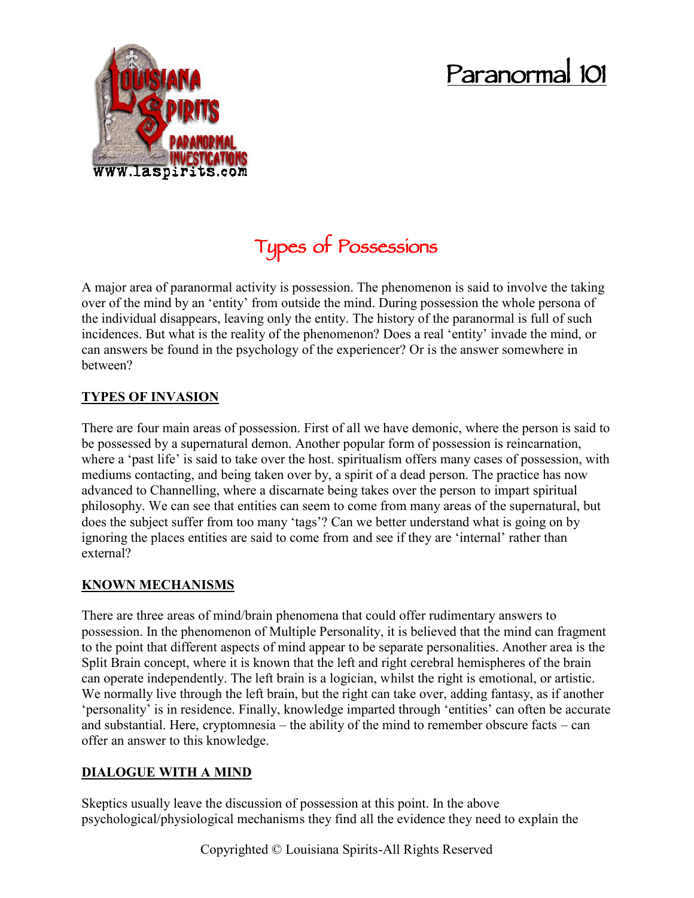# Paranormal 101

## Types of Possessions

A major area of paranormal activity is possession. The phenomenon is said to involve the taking over of the mind by an 'entity' from outside the mind. During possession the whole persona of the individual disappears, leaving only the entity. The history of the paranormal is full of such incidences. But what is the reality of the phenomenon? Does a real 'entity' invade the mind, or can answers be found in the psychology of the experiencer? Or is the answer somewhere in between?

### TYPES OF INVASION

There are four main areas of possession. First of all we have demonic, where the person is said to be possessed by a supernatural demon. Another popular form of possession is reincarnation, where a 'past life' is said to take over the host. spiritualism offers many cases of possession, with mediums contacting, and being taken over by, a spirit of a dead person. The practice has now advanced to Channelling, where a discarnate being takes over the person to impart spiritual philosophy. We can see that entities can seem to come from many areas of the supernatural, but does the subject suffer from too many 'tags'? Can we better understand what is going on by ignoring the places entities are said to come from and see if they are 'internal' rather than external?

### KNOWN MECHANISMS

There are three areas of mind/brain phenomena that could offer rudimentary answers to possession. In the phenomenon of Multiple Personality, it is believed that the mind can fragment to the point that different aspects of mind appear to be separate personalities. Another area is the Split Brain concept, where it is known that the left and right cerebral hemispheres of the brain can operate independently. The left brain is a logician, whilst the right is emotional, or artistic. We normally live through the left brain, but the right can take over, adding fantasy, as if another 'personality' is in residence. Finally, knowledge imparted through 'entities' can often be accurate and substantial. Here, cryptomnesia – the ability of the mind to remember obscure facts – can offer an answer to this knowledge.

### DIALOGUE WITH A MIND

Skeptics usually leave the discussion of possession at this point. In the above psychological/physiological mechanisms they find all the evidence they need to explain the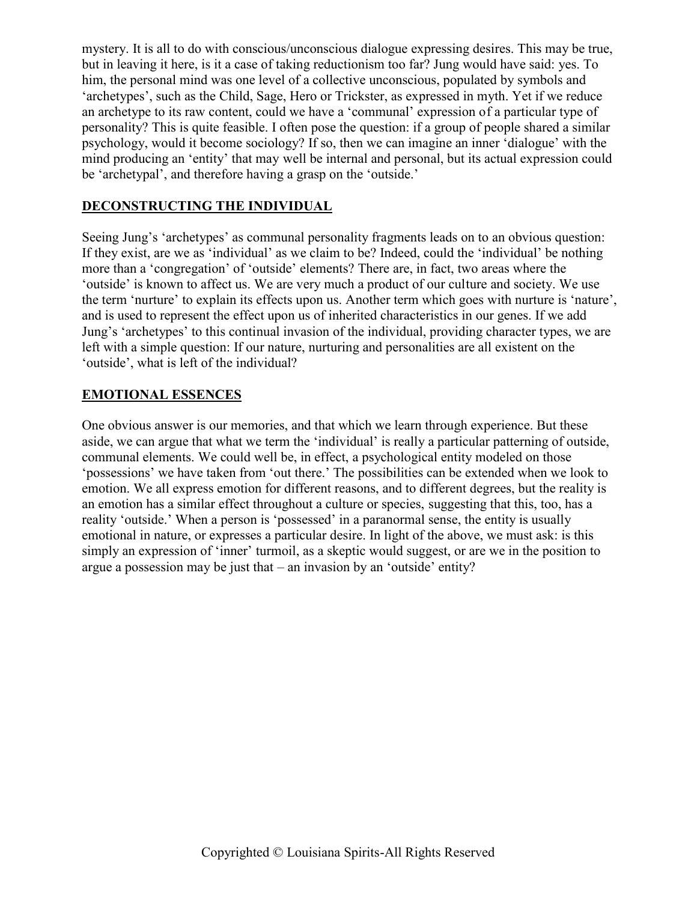mystery. It is all to do with conscious/unconscious dialogue expressing desires. This may be true, but in leaving it here, is it a case of taking reductionism too far? Jung would have said: yes. To him, the personal mind was one level of a collective unconscious, populated by symbols and 'archetypes', such as the Child, Sage, Hero or Trickster, as expressed in myth. Yet if we reduce an archetype to its raw content, could we have a 'communal' expression of a particular type of personality? This is quite feasible. I often pose the question: if a group of people shared a similar psychology, would it become sociology? If so, then we can imagine an inner 'dialogue' with the mind producing an 'entity' that may well be internal and personal, but its actual expression could be 'archetypal', and therefore having a grasp on the 'outside.'

## DECONSTRUCTING THE INDIVIDUAL

Seeing Jung's 'archetypes' as communal personality fragments leads on to an obvious question: If they exist, are we as 'individual' as we claim to be? Indeed, could the 'individual' be nothing more than a 'congregation' of 'outside' elements? There are, in fact, two areas where the 'outside' is known to affect us. We are very much a product of our culture and society. We use the term 'nurture' to explain its effects upon us. Another term which goes with nurture is 'nature', and is used to represent the effect upon us of inherited characteristics in our genes. If we add Jung's 'archetypes' to this continual invasion of the individual, providing character types, we are left with a simple question: If our nature, nurturing and personalities are all existent on the 'outside', what is left of the individual?

## EMOTIONAL ESSENCES

One obvious answer is our memories, and that which we learn through experience. But these aside, we can argue that what we term the 'individual' is really a particular patterning of outside, communal elements. We could well be, in effect, a psychological entity modeled on those 'possessions' we have taken from 'out there.' The possibilities can be extended when we look to emotion. We all express emotion for different reasons, and to different degrees, but the reality is an emotion has a similar effect throughout a culture or species, suggesting that this, too, has a reality 'outside.' When a person is 'possessed' in a paranormal sense, the entity is usually emotional in nature, or expresses a particular desire. In light of the above, we must ask: is this simply an expression of 'inner' turmoil, as a skeptic would suggest, or are we in the position to argue a possession may be just that – an invasion by an 'outside' entity?